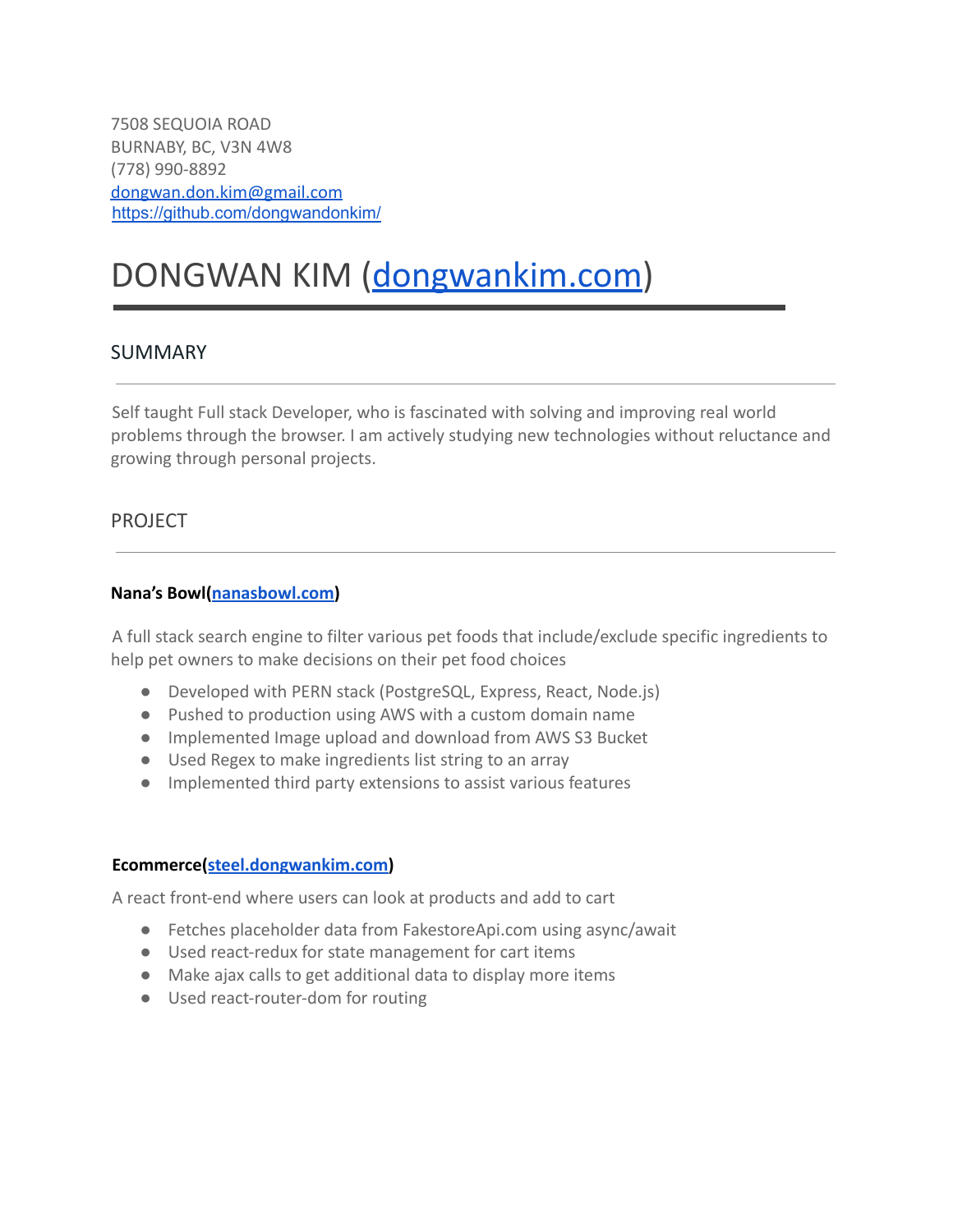7508 SEQUOIA ROAD
BURNABY, BC, V3N 4W8
(778) 990-8892
[dongwan.don.kim@gmail.com](mailto:dongwan.don.kim@gmail.com)
[https://github.com/dongwandonkim/](https://github.com/dongwandonkim/)

# DONGWAN KIM ([dongwankim.com](https://dongwankim.com))

## SUMMARY

Self taught Full stack Developer, who is fascinated with solving and improving real world problems through the browser. I am actively studying new technologies without reluctance and growing through personal projects.

## PROJECT

**Nana's Bowl([nanasbowl.com](https://nanasbowl.com))**

A full stack search engine to filter various pet foods that include/exclude specific ingredients to help pet owners to make decisions on their pet food choices

- Developed with PERN stack (PostgreSQL, Express, React, Node.js)
- Pushed to production using AWS with a custom domain name
- Implemented Image upload and download from AWS S3 Bucket
- Used Regex to make ingredients list string to an array
- Implemented third party extensions to assist various features

**Ecommerce([steel.dongwankim.com](https://steel.dongwankim.com))**

A react front-end where users can look at products and add to cart

- Fetches placeholder data from FakestoreApi.com using async/await
- Used react-redux for state management for cart items
- Make ajax calls to get additional data to display more items
- Used react-router-dom for routing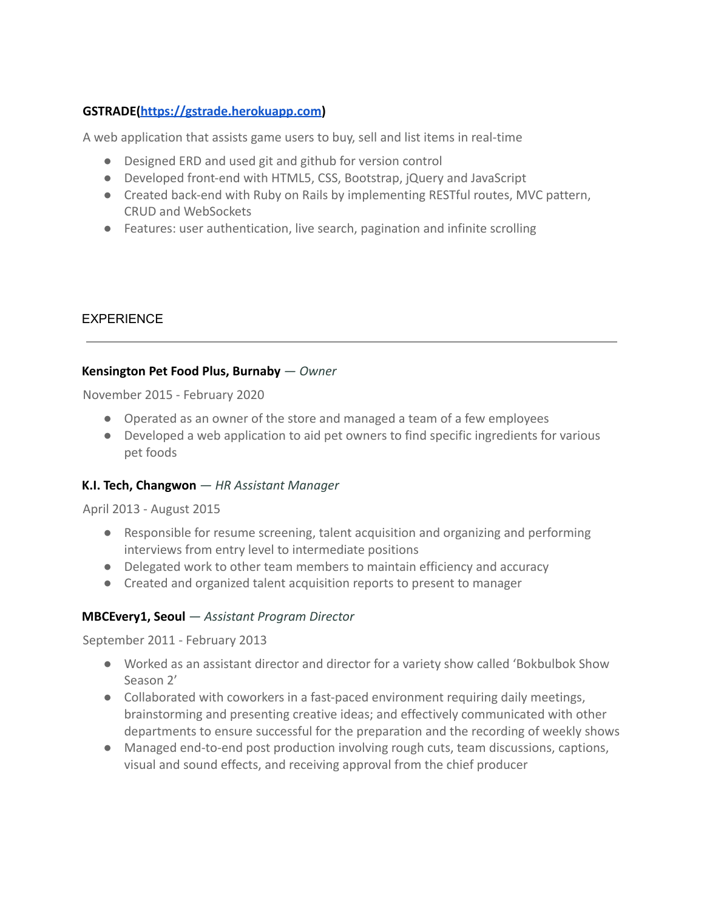**GSTRADE([https://gstrade.herokuapp.com](https://gstrade.herokuapp.com))**

A web application that assists game users to buy, sell and list items in real-time

- Designed ERD and used git and github for version control
- Developed front-end with HTML5, CSS, Bootstrap, jQuery and JavaScript
- Created back-end with Ruby on Rails by implementing RESTful routes, MVC pattern, CRUD and WebSockets
- Features: user authentication, live search, pagination and infinite scrolling

## EXPERIENCE

---

**Kensington Pet Food Plus, Burnaby** — *Owner*

November 2015 - February 2020

- Operated as an owner of the store and managed a team of a few employees
- Developed a web application to aid pet owners to find specific ingredients for various pet foods

**K.I. Tech, Changwon** — *HR Assistant Manager*

April 2013 - August 2015

- Responsible for resume screening, talent acquisition and organizing and performing interviews from entry level to intermediate positions
- Delegated work to other team members to maintain efficiency and accuracy
- Created and organized talent acquisition reports to present to manager

**MBCEvery1, Seoul** — *Assistant Program Director*

September 2011 - February 2013

- Worked as an assistant director and director for a variety show called 'Bokbulbok Show Season 2'
- Collaborated with coworkers in a fast-paced environment requiring daily meetings, brainstorming and presenting creative ideas; and effectively communicated with other departments to ensure successful for the preparation and the recording of weekly shows
- Managed end-to-end post production involving rough cuts, team discussions, captions, visual and sound effects, and receiving approval from the chief producer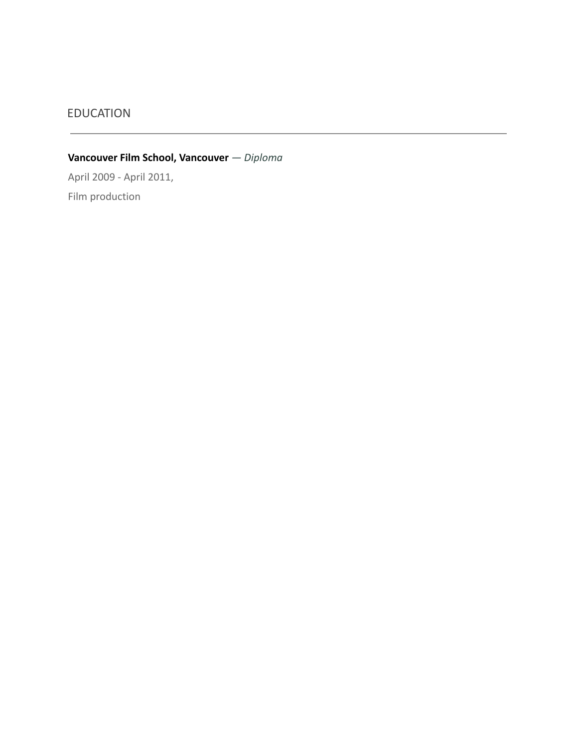## EDUCATION

---

**Vancouver Film School, Vancouver** — *Diploma*

April 2009 - April 2011,

Film production